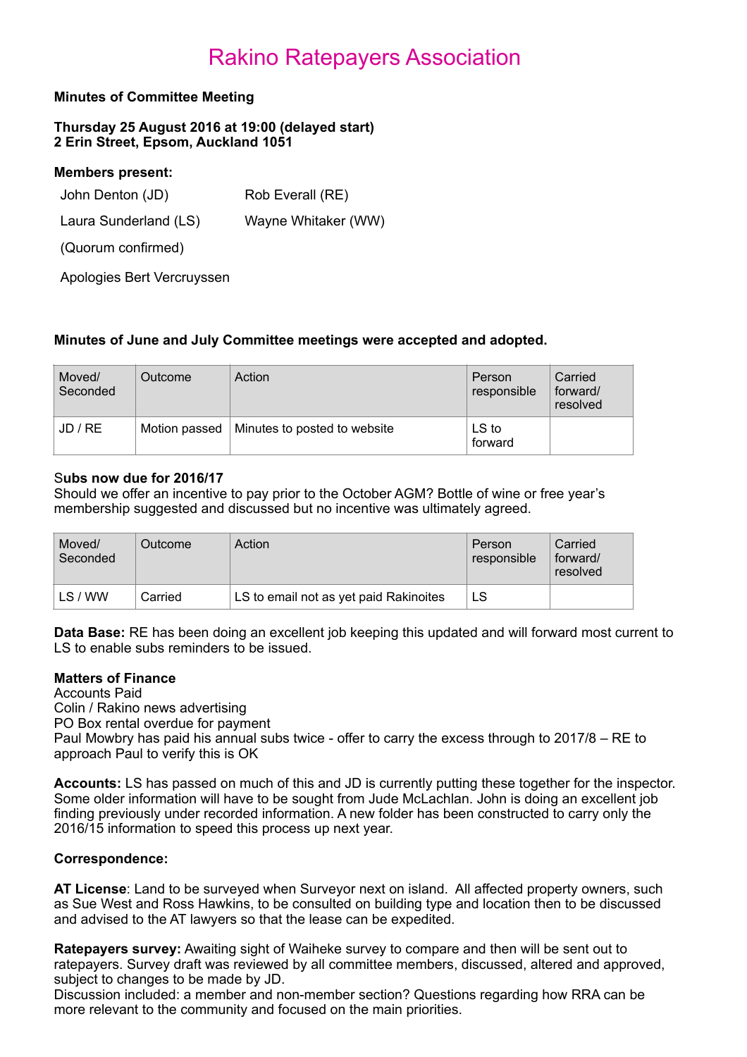# Rakino Ratepayers Association

**Minutes of Committee Meeting**

**Thursday 25 August 2016 at 19:00 (delayed start)**
**2 Erin Street, Epsom, Auckland 1051**

**Members present:**

John Denton (JD) Rob Everall (RE)

Laura Sunderland (LS) Wayne Whitaker (WW)

(Quorum confirmed)

Apologies Bert Vercruyssen

**Minutes of June and July Committee meetings were accepted and adopted.**

| Moved/ Seconded | Outcome | Action | Person responsible | Carried forward/ resolved |
|---|---|---|---|---|
| JD / RE | Motion passed | Minutes to posted to website | LS to forward | |

S**ubs now due for 2016/17**
Should we offer an incentive to pay prior to the October AGM? Bottle of wine or free year's membership suggested and discussed but no incentive was ultimately agreed.

| Moved/ Seconded | Outcome | Action | Person responsible | Carried forward/ resolved |
|---|---|---|---|---|
| LS / WW | Carried | LS to email not as yet paid Rakinoites | LS | |

**Data Base:** RE has been doing an excellent job keeping this updated and will forward most current to LS to enable subs reminders to be issued.

**Matters of Finance**
Accounts Paid
Colin / Rakino news advertising
PO Box rental overdue for payment
Paul Mowbry has paid his annual subs twice - offer to carry the excess through to 2017/8 – RE to approach Paul to verify this is OK

**Accounts:** LS has passed on much of this and JD is currently putting these together for the inspector. Some older information will have to be sought from Jude McLachlan. John is doing an excellent job finding previously under recorded information. A new folder has been constructed to carry only the 2016/15 information to speed this process up next year.

**Correspondence:**

**AT License**: Land to be surveyed when Surveyor next on island. All affected property owners, such as Sue West and Ross Hawkins, to be consulted on building type and location then to be discussed and advised to the AT lawyers so that the lease can be expedited.

**Ratepayers survey:** Awaiting sight of Waiheke survey to compare and then will be sent out to ratepayers. Survey draft was reviewed by all committee members, discussed, altered and approved, subject to changes to be made by JD.
Discussion included: a member and non-member section? Questions regarding how RRA can be more relevant to the community and focused on the main priorities.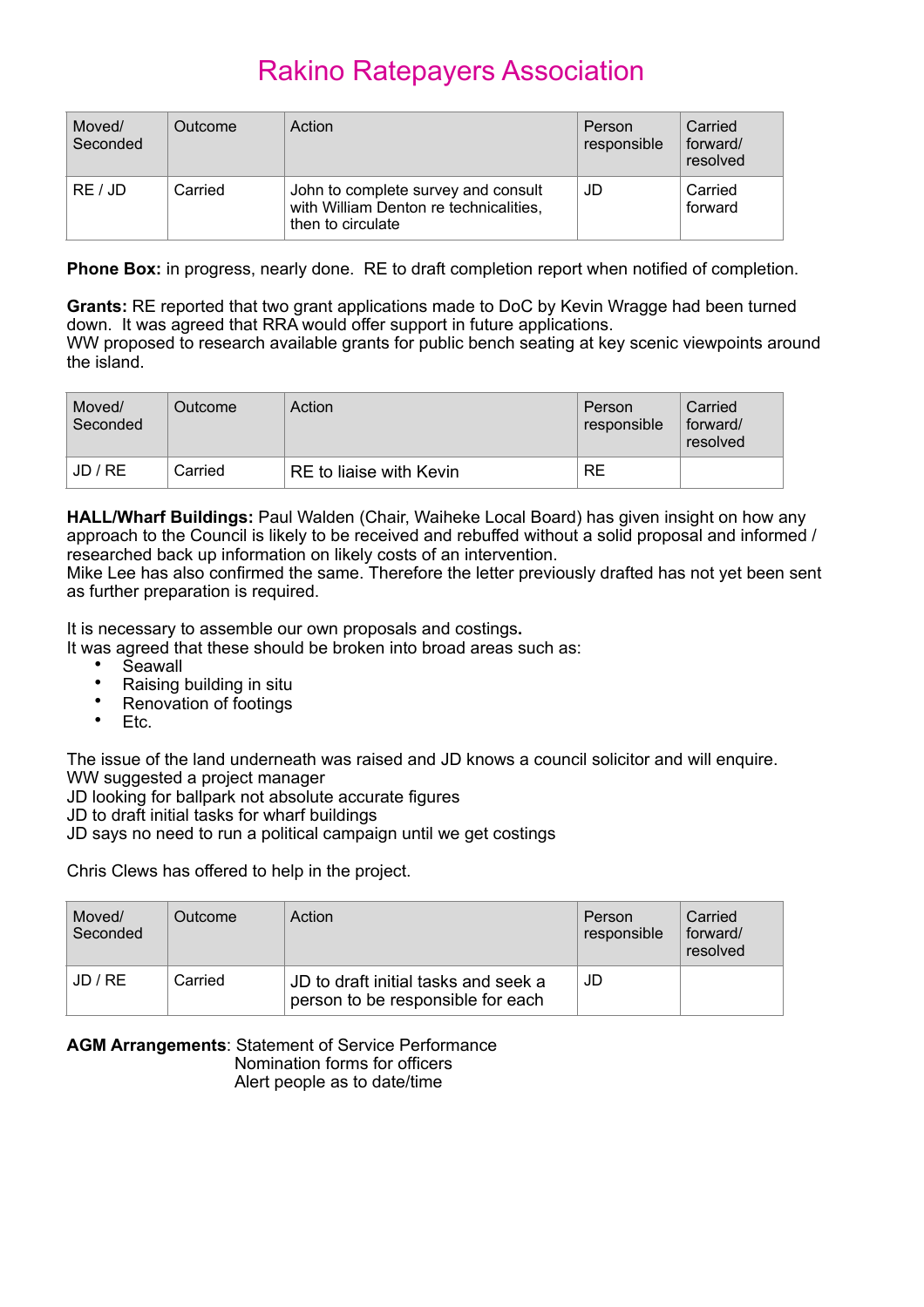# Rakino Ratepayers Association

| Moved/ Seconded | Outcome | Action | Person responsible | Carried forward/ resolved |
|---|---|---|---|---|
| RE / JD | Carried | John to complete survey and consult with William Denton re technicalities, then to circulate | JD | Carried forward |

**Phone Box:** in progress, nearly done. RE to draft completion report when notified of completion.

**Grants:** RE reported that two grant applications made to DoC by Kevin Wragge had been turned down. It was agreed that RRA would offer support in future applications.
WW proposed to research available grants for public bench seating at key scenic viewpoints around the island.

| Moved/ Seconded | Outcome | Action | Person responsible | Carried forward/ resolved |
|---|---|---|---|---|
| JD / RE | Carried | RE to liaise with Kevin | RE | |

**HALL/Wharf Buildings:** Paul Walden (Chair, Waiheke Local Board) has given insight on how any approach to the Council is likely to be received and rebuffed without a solid proposal and informed / researched back up information on likely costs of an intervention.
Mike Lee has also confirmed the same. Therefore the letter previously drafted has not yet been sent as further preparation is required.

It is necessary to assemble our own proposals and costings**.**
It was agreed that these should be broken into broad areas such as:

- Seawall
- Raising building in situ
- Renovation of footings
- Etc.

The issue of the land underneath was raised and JD knows a council solicitor and will enquire.
WW suggested a project manager
JD looking for ballpark not absolute accurate figures
JD to draft initial tasks for wharf buildings
JD says no need to run a political campaign until we get costings

Chris Clews has offered to help in the project.

| Moved/ Seconded | Outcome | Action | Person responsible | Carried forward/ resolved |
|---|---|---|---|---|
| JD / RE | Carried | JD to draft initial tasks and seek a person to be responsible for each | JD | |

**AGM Arrangements**: Statement of Service Performance
Nomination forms for officers
Alert people as to date/time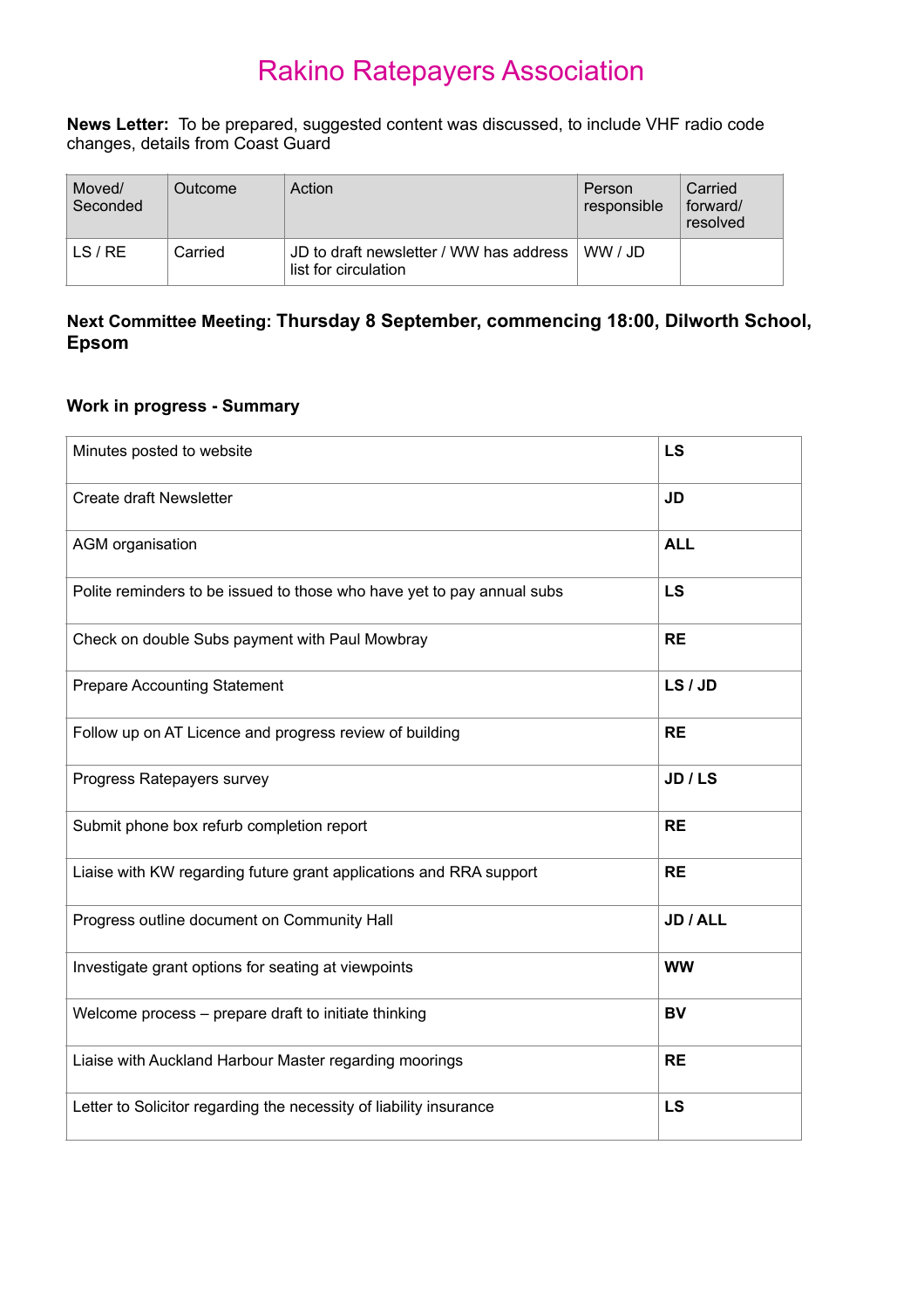# Rakino Ratepayers Association

**News Letter:** To be prepared, suggested content was discussed, to include VHF radio code changes, details from Coast Guard

| Moved/ Seconded | Outcome | Action | Person responsible | Carried forward/ resolved |
|---|---|---|---|---|
| LS / RE | Carried | JD to draft newsletter / WW has address list for circulation | WW / JD | |

**Next Committee Meeting: Thursday 8 September, commencing 18:00, Dilworth School, Epsom**

**Work in progress - Summary**

| | |
|---|---|
| Minutes posted to website | **LS** |
| Create draft Newsletter | **JD** |
| AGM organisation | **ALL** |
| Polite reminders to be issued to those who have yet to pay annual subs | **LS** |
| Check on double Subs payment with Paul Mowbray | **RE** |
| Prepare Accounting Statement | **LS / JD** |
| Follow up on AT Licence and progress review of building | **RE** |
| Progress Ratepayers survey | **JD / LS** |
| Submit phone box refurb completion report | **RE** |
| Liaise with KW regarding future grant applications and RRA support | **RE** |
| Progress outline document on Community Hall | **JD / ALL** |
| Investigate grant options for seating at viewpoints | **WW** |
| Welcome process – prepare draft to initiate thinking | **BV** |
| Liaise with Auckland Harbour Master regarding moorings | **RE** |
| Letter to Solicitor regarding the necessity of liability insurance | **LS** |